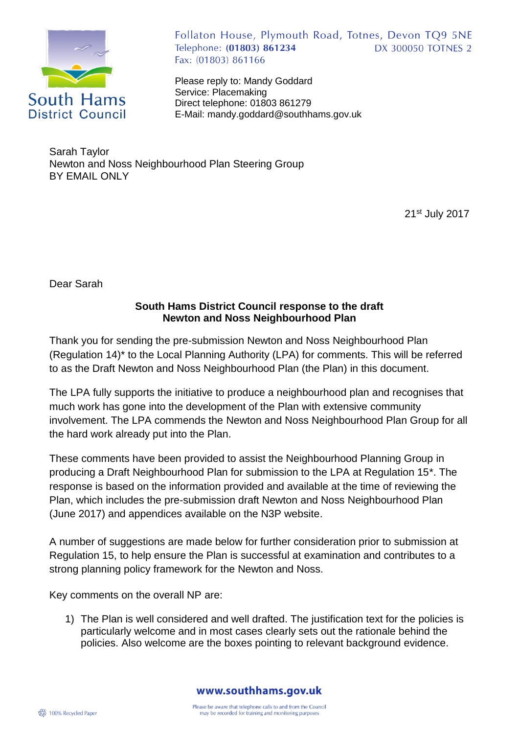South Hams District Council

Follaton House, Plymouth Road, Totnes, Devon TQ9 5NE
Telephone: **(01803) 861234** DX 300050 TOTNES 2
Fax: (01803) 861166

Please reply to: Mandy Goddard
Service: Placemaking
Direct telephone: 01803 861279
E-Mail: mandy.goddard@southhams.gov.uk

Sarah Taylor
Newton and Noss Neighbourhood Plan Steering Group
BY EMAIL ONLY

21st July 2017

Dear Sarah

**South Hams District Council response to the draft Newton and Noss Neighbourhood Plan**

Thank you for sending the pre-submission Newton and Noss Neighbourhood Plan (Regulation 14)* to the Local Planning Authority (LPA) for comments. This will be referred to as the Draft Newton and Noss Neighbourhood Plan (the Plan) in this document.

The LPA fully supports the initiative to produce a neighbourhood plan and recognises that much work has gone into the development of the Plan with extensive community involvement. The LPA commends the Newton and Noss Neighbourhood Plan Group for all the hard work already put into the Plan.

These comments have been provided to assist the Neighbourhood Planning Group in producing a Draft Neighbourhood Plan for submission to the LPA at Regulation 15*. The response is based on the information provided and available at the time of reviewing the Plan, which includes the pre-submission draft Newton and Noss Neighbourhood Plan (June 2017) and appendices available on the N3P website.

A number of suggestions are made below for further consideration prior to submission at Regulation 15, to help ensure the Plan is successful at examination and contributes to a strong planning policy framework for the Newton and Noss.

Key comments on the overall NP are:

1) The Plan is well considered and well drafted. The justification text for the policies is particularly welcome and in most cases clearly sets out the rationale behind the policies. Also welcome are the boxes pointing to relevant background evidence.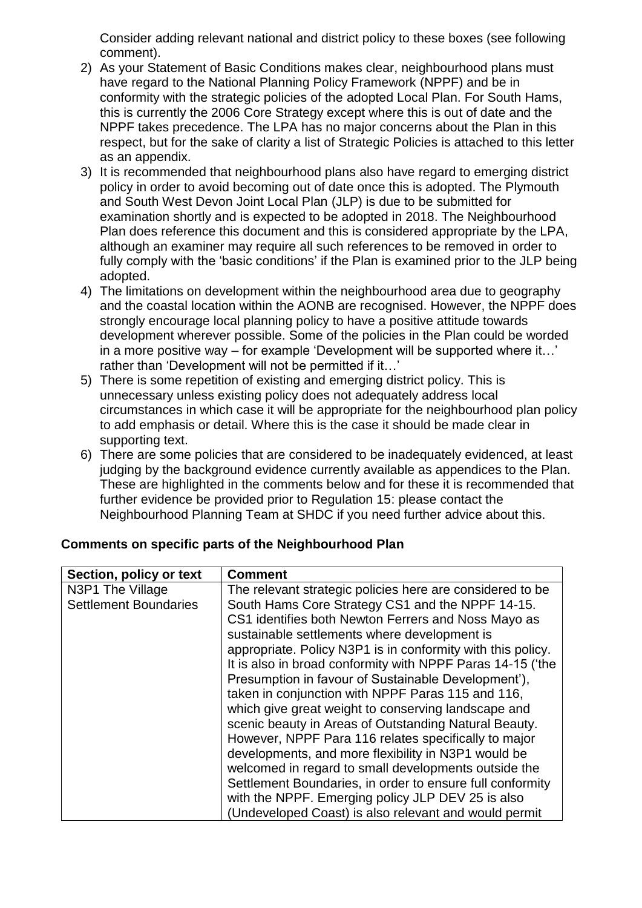Consider adding relevant national and district policy to these boxes (see following comment).

2) As your Statement of Basic Conditions makes clear, neighbourhood plans must have regard to the National Planning Policy Framework (NPPF) and be in conformity with the strategic policies of the adopted Local Plan. For South Hams, this is currently the 2006 Core Strategy except where this is out of date and the NPPF takes precedence. The LPA has no major concerns about the Plan in this respect, but for the sake of clarity a list of Strategic Policies is attached to this letter as an appendix.
3) It is recommended that neighbourhood plans also have regard to emerging district policy in order to avoid becoming out of date once this is adopted. The Plymouth and South West Devon Joint Local Plan (JLP) is due to be submitted for examination shortly and is expected to be adopted in 2018. The Neighbourhood Plan does reference this document and this is considered appropriate by the LPA, although an examiner may require all such references to be removed in order to fully comply with the 'basic conditions' if the Plan is examined prior to the JLP being adopted.
4) The limitations on development within the neighbourhood area due to geography and the coastal location within the AONB are recognised. However, the NPPF does strongly encourage local planning policy to have a positive attitude towards development wherever possible. Some of the policies in the Plan could be worded in a more positive way – for example 'Development will be supported where it…' rather than 'Development will not be permitted if it…'
5) There is some repetition of existing and emerging district policy. This is unnecessary unless existing policy does not adequately address local circumstances in which case it will be appropriate for the neighbourhood plan policy to add emphasis or detail. Where this is the case it should be made clear in supporting text.
6) There are some policies that are considered to be inadequately evidenced, at least judging by the background evidence currently available as appendices to the Plan. These are highlighted in the comments below and for these it is recommended that further evidence be provided prior to Regulation 15: please contact the Neighbourhood Planning Team at SHDC if you need further advice about this.

**Comments on specific parts of the Neighbourhood Plan**

| Section, policy or text | Comment |
|---|---|
| N3P1 The Village Settlement Boundaries | The relevant strategic policies here are considered to be South Hams Core Strategy CS1 and the NPPF 14-15. CS1 identifies both Newton Ferrers and Noss Mayo as sustainable settlements where development is appropriate. Policy N3P1 is in conformity with this policy. It is also in broad conformity with NPPF Paras 14-15 ('the Presumption in favour of Sustainable Development'), taken in conjunction with NPPF Paras 115 and 116, which give great weight to conserving landscape and scenic beauty in Areas of Outstanding Natural Beauty. However, NPPF Para 116 relates specifically to major developments, and more flexibility in N3P1 would be welcomed in regard to small developments outside the Settlement Boundaries, in order to ensure full conformity with the NPPF. Emerging policy JLP DEV 25 is also (Undeveloped Coast) is also relevant and would permit |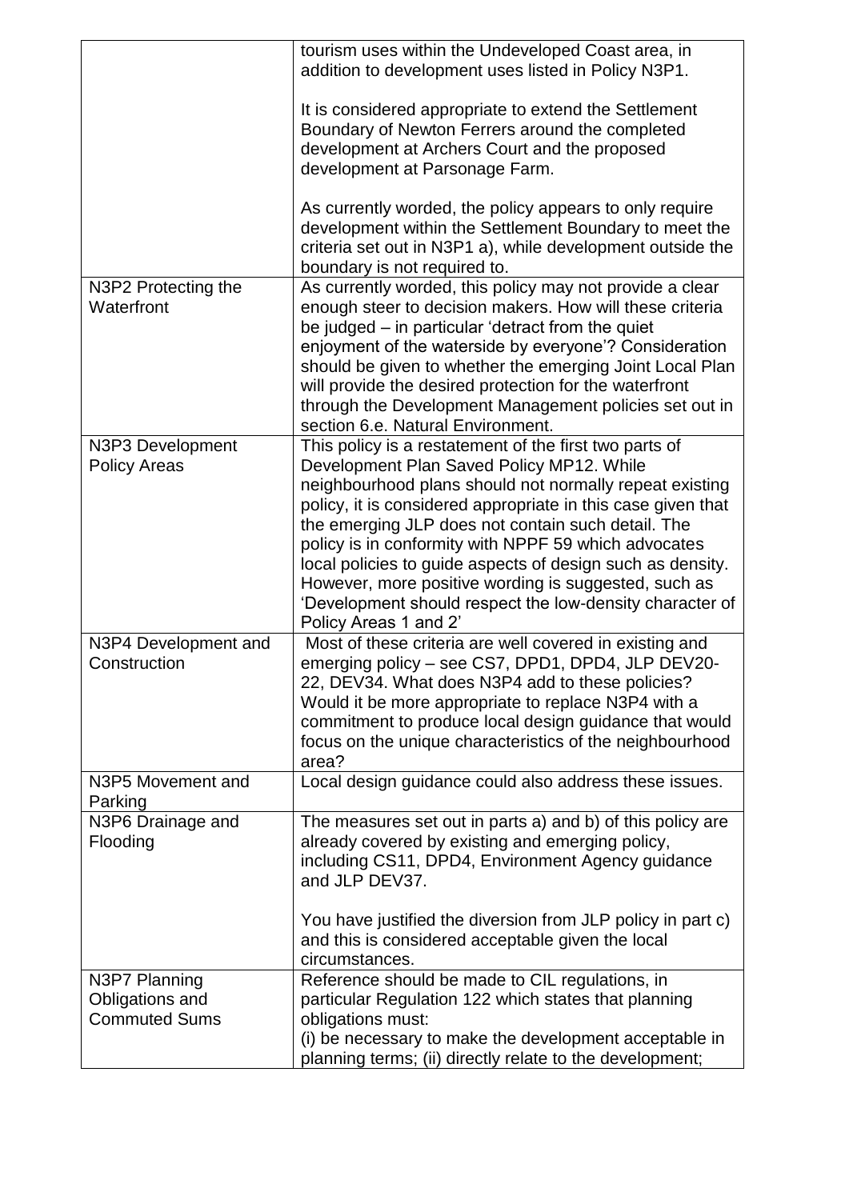| | |
|---|---|
| | tourism uses within the Undeveloped Coast area, in addition to development uses listed in Policy N3P1.<br><br>It is considered appropriate to extend the Settlement Boundary of Newton Ferrers around the completed development at Archers Court and the proposed development at Parsonage Farm.<br><br>As currently worded, the policy appears to only require development within the Settlement Boundary to meet the criteria set out in N3P1 a), while development outside the boundary is not required to. |
| N3P2 Protecting the Waterfront | As currently worded, this policy may not provide a clear enough steer to decision makers. How will these criteria be judged – in particular 'detract from the quiet enjoyment of the waterside by everyone'? Consideration should be given to whether the emerging Joint Local Plan will provide the desired protection for the waterfront through the Development Management policies set out in section 6.e. Natural Environment. |
| N3P3 Development Policy Areas | This policy is a restatement of the first two parts of Development Plan Saved Policy MP12. While neighbourhood plans should not normally repeat existing policy, it is considered appropriate in this case given that the emerging JLP does not contain such detail. The policy is in conformity with NPPF 59 which advocates local policies to guide aspects of design such as density. However, more positive wording is suggested, such as 'Development should respect the low-density character of Policy Areas 1 and 2' |
| N3P4 Development and Construction | Most of these criteria are well covered in existing and emerging policy – see CS7, DPD1, DPD4, JLP DEV20-22, DEV34. What does N3P4 add to these policies? Would it be more appropriate to replace N3P4 with a commitment to produce local design guidance that would focus on the unique characteristics of the neighbourhood area? |
| N3P5 Movement and Parking | Local design guidance could also address these issues. |
| N3P6 Drainage and Flooding | The measures set out in parts a) and b) of this policy are already covered by existing and emerging policy, including CS11, DPD4, Environment Agency guidance and JLP DEV37.<br><br>You have justified the diversion from JLP policy in part c) and this is considered acceptable given the local circumstances. |
| N3P7 Planning Obligations and Commuted Sums | Reference should be made to CIL regulations, in particular Regulation 122 which states that planning obligations must:<br>(i) be necessary to make the development acceptable in planning terms; (ii) directly relate to the development; |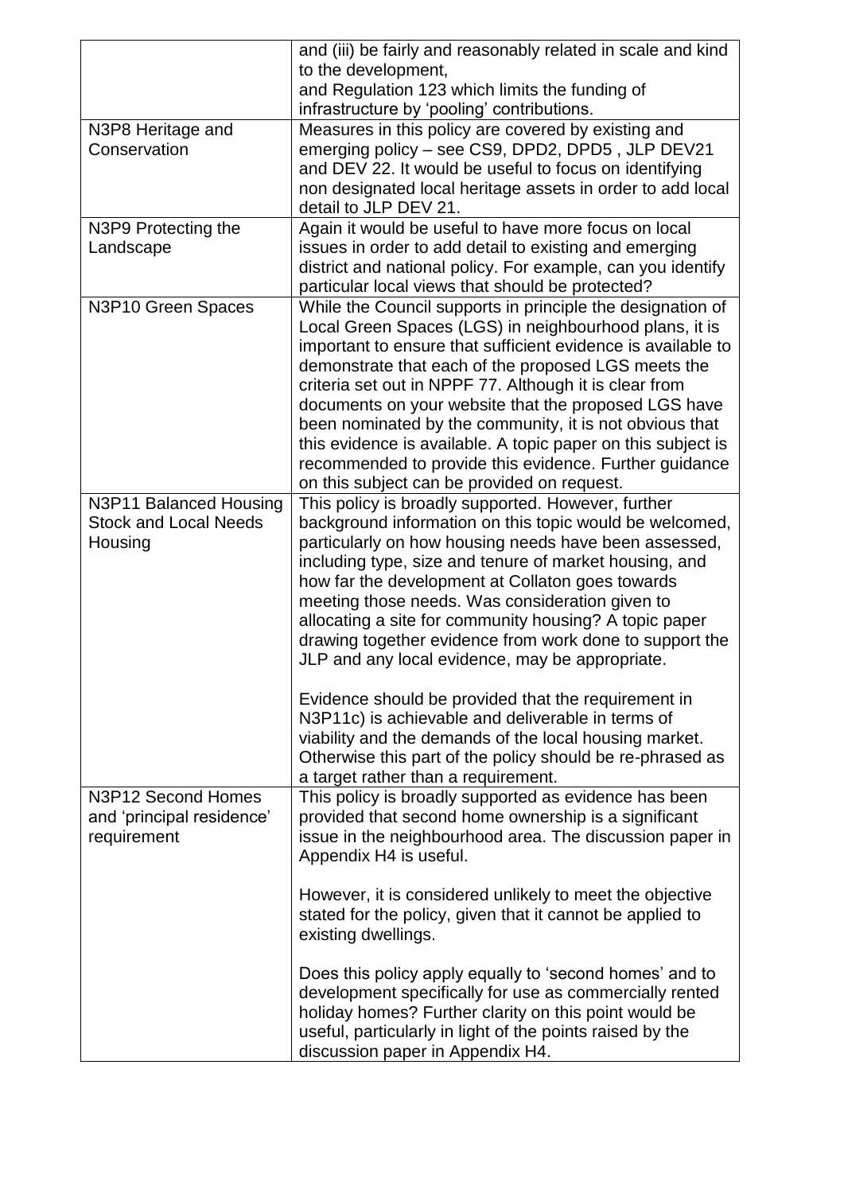| | |
|---|---|
| | and (iii) be fairly and reasonably related in scale and kind to the development,<br>and Regulation 123 which limits the funding of infrastructure by 'pooling' contributions. |
| N3P8 Heritage and Conservation | Measures in this policy are covered by existing and emerging policy – see CS9, DPD2, DPD5 , JLP DEV21 and DEV 22. It would be useful to focus on identifying non designated local heritage assets in order to add local detail to JLP DEV 21. |
| N3P9 Protecting the Landscape | Again it would be useful to have more focus on local issues in order to add detail to existing and emerging district and national policy. For example, can you identify particular local views that should be protected? |
| N3P10 Green Spaces | While the Council supports in principle the designation of Local Green Spaces (LGS) in neighbourhood plans, it is important to ensure that sufficient evidence is available to demonstrate that each of the proposed LGS meets the criteria set out in NPPF 77. Although it is clear from documents on your website that the proposed LGS have been nominated by the community, it is not obvious that this evidence is available. A topic paper on this subject is recommended to provide this evidence. Further guidance on this subject can be provided on request. |
| N3P11 Balanced Housing Stock and Local Needs Housing | This policy is broadly supported. However, further background information on this topic would be welcomed, particularly on how housing needs have been assessed, including type, size and tenure of market housing, and how far the development at Collaton goes towards meeting those needs. Was consideration given to allocating a site for community housing? A topic paper drawing together evidence from work done to support the JLP and any local evidence, may be appropriate.<br><br>Evidence should be provided that the requirement in N3P11c) is achievable and deliverable in terms of viability and the demands of the local housing market. Otherwise this part of the policy should be re-phrased as a target rather than a requirement. |
| N3P12 Second Homes and 'principal residence' requirement | This policy is broadly supported as evidence has been provided that second home ownership is a significant issue in the neighbourhood area. The discussion paper in Appendix H4 is useful.<br><br>However, it is considered unlikely to meet the objective stated for the policy, given that it cannot be applied to existing dwellings.<br><br>Does this policy apply equally to 'second homes' and to development specifically for use as commercially rented holiday homes? Further clarity on this point would be useful, particularly in light of the points raised by the discussion paper in Appendix H4. |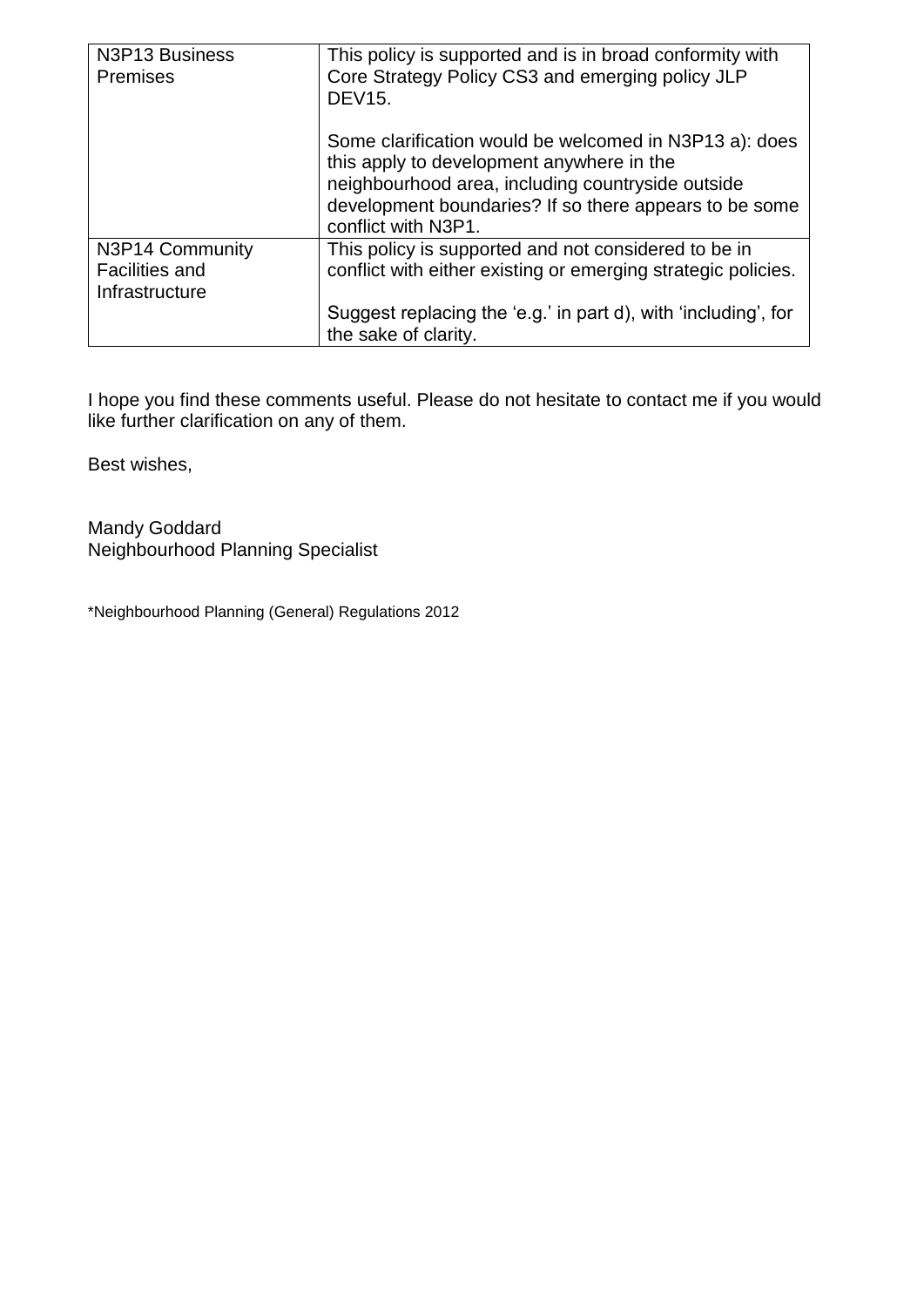| N3P13 Business Premises | This policy is supported and is in broad conformity with Core Strategy Policy CS3 and emerging policy JLP DEV15.<br><br>Some clarification would be welcomed in N3P13 a): does this apply to development anywhere in the neighbourhood area, including countryside outside development boundaries? If so there appears to be some conflict with N3P1. |
|---|---|
| N3P14 Community Facilities and Infrastructure | This policy is supported and not considered to be in conflict with either existing or emerging strategic policies.<br><br>Suggest replacing the 'e.g.' in part d), with 'including', for the sake of clarity. |

I hope you find these comments useful. Please do not hesitate to contact me if you would like further clarification on any of them.

Best wishes,

Mandy Goddard
Neighbourhood Planning Specialist

*Neighbourhood Planning (General) Regulations 2012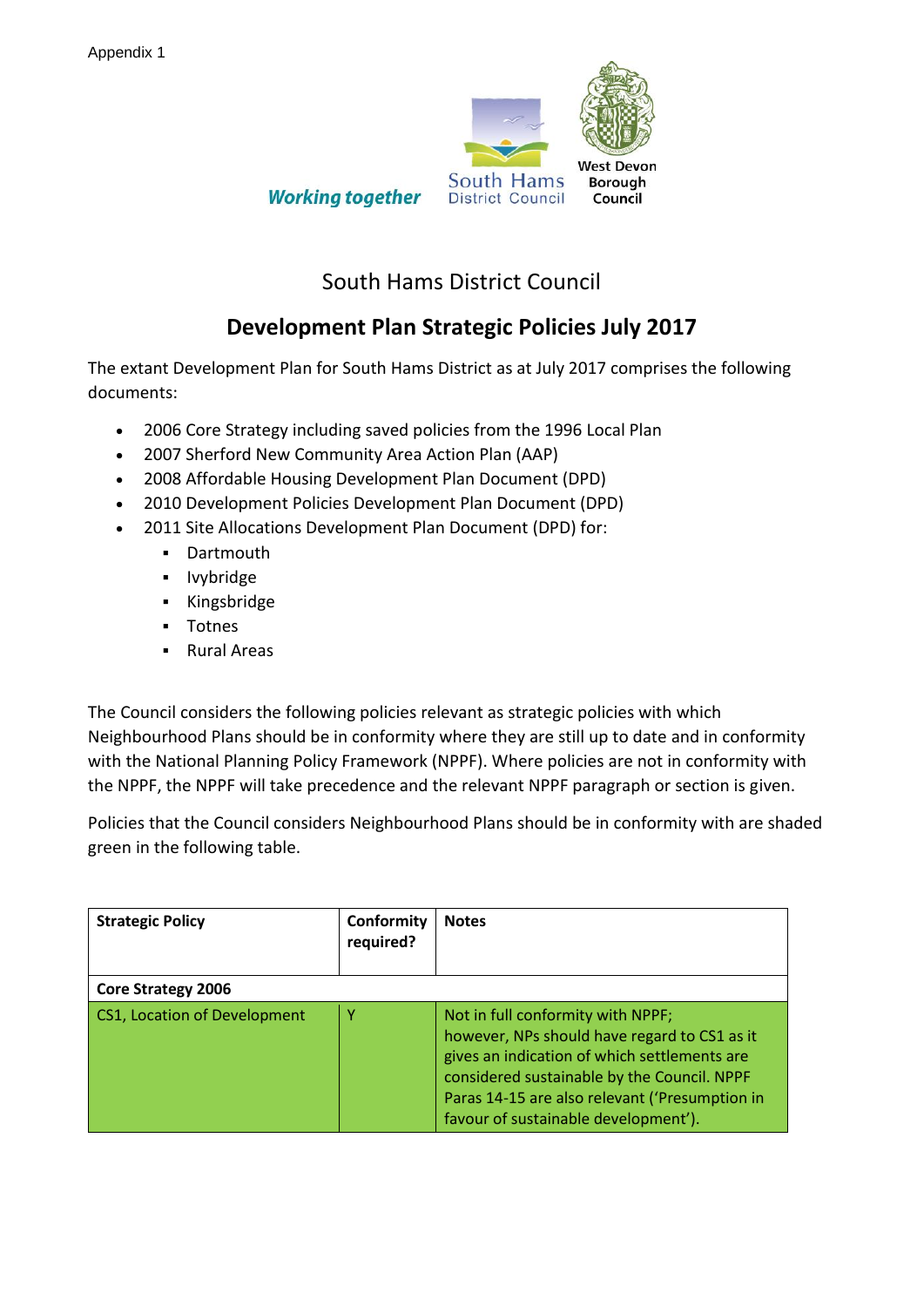Appendix 1

Working together

South Hams District Council

West Devon Borough Council

# South Hams District Council

## Development Plan Strategic Policies July 2017

The extant Development Plan for South Hams District as at July 2017 comprises the following documents:

- 2006 Core Strategy including saved policies from the 1996 Local Plan
- 2007 Sherford New Community Area Action Plan (AAP)
- 2008 Affordable Housing Development Plan Document (DPD)
- 2010 Development Policies Development Plan Document (DPD)
- 2011 Site Allocations Development Plan Document (DPD) for:
    - Dartmouth
    - Ivybridge
    - Kingsbridge
    - Totnes
    - Rural Areas

The Council considers the following policies relevant as strategic policies with which Neighbourhood Plans should be in conformity where they are still up to date and in conformity with the National Planning Policy Framework (NPPF). Where policies are not in conformity with the NPPF, the NPPF will take precedence and the relevant NPPF paragraph or section is given.

Policies that the Council considers Neighbourhood Plans should be in conformity with are shaded green in the following table.

| Strategic Policy | Conformity required? | Notes |
|---|---|---|
| **Core Strategy 2006** | | |
| CS1, Location of Development | Y | Not in full conformity with NPPF; however, NPs should have regard to CS1 as it gives an indication of which settlements are considered sustainable by the Council. NPPF Paras 14-15 are also relevant ('Presumption in favour of sustainable development'). |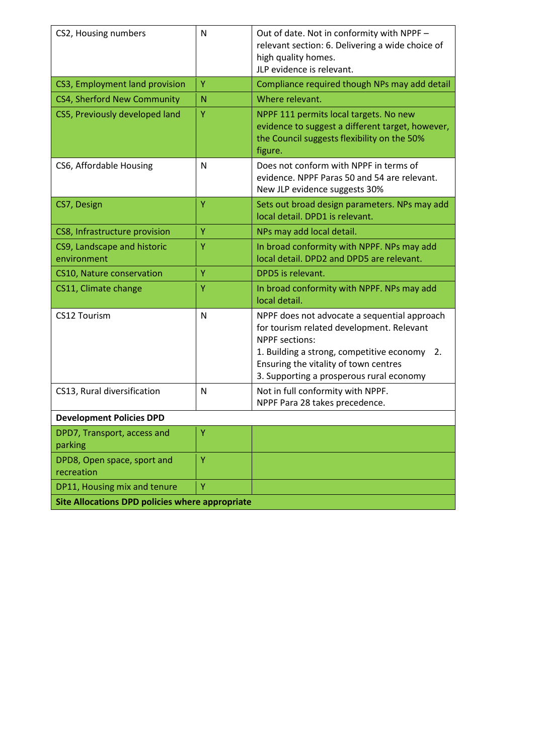| | | |
|---|---|---|
| CS2, Housing numbers | N | Out of date. Not in conformity with NPPF – relevant section: 6. Delivering a wide choice of high quality homes.<br>JLP evidence is relevant. |
| CS3, Employment land provision | Y | Compliance required though NPs may add detail |
| CS4, Sherford New Community | N | Where relevant. |
| CS5, Previously developed land | Y | NPPF 111 permits local targets. No new evidence to suggest a different target, however, the Council suggests flexibility on the 50% figure. |
| CS6, Affordable Housing | N | Does not conform with NPPF in terms of evidence. NPPF Paras 50 and 54 are relevant. New JLP evidence suggests 30% |
| CS7, Design | Y | Sets out broad design parameters. NPs may add local detail. DPD1 is relevant. |
| CS8, Infrastructure provision | Y | NPs may add local detail. |
| CS9, Landscape and historic environment | Y | In broad conformity with NPPF. NPs may add local detail. DPD2 and DPD5 are relevant. |
| CS10, Nature conservation | Y | DPD5 is relevant. |
| CS11, Climate change | Y | In broad conformity with NPPF. NPs may add local detail. |
| CS12 Tourism | N | NPPF does not advocate a sequential approach for tourism related development. Relevant NPPF sections:<br>1. Building a strong, competitive economy 2. Ensuring the vitality of town centres<br>3. Supporting a prosperous rural economy |
| CS13, Rural diversification | N | Not in full conformity with NPPF.<br>NPPF Para 28 takes precedence. |
| **Development Policies DPD** | | |
| DPD7, Transport, access and parking | Y | |
| DPD8, Open space, sport and recreation | Y | |
| DP11, Housing mix and tenure | Y | |
| **Site Allocations DPD policies where appropriate** | | |